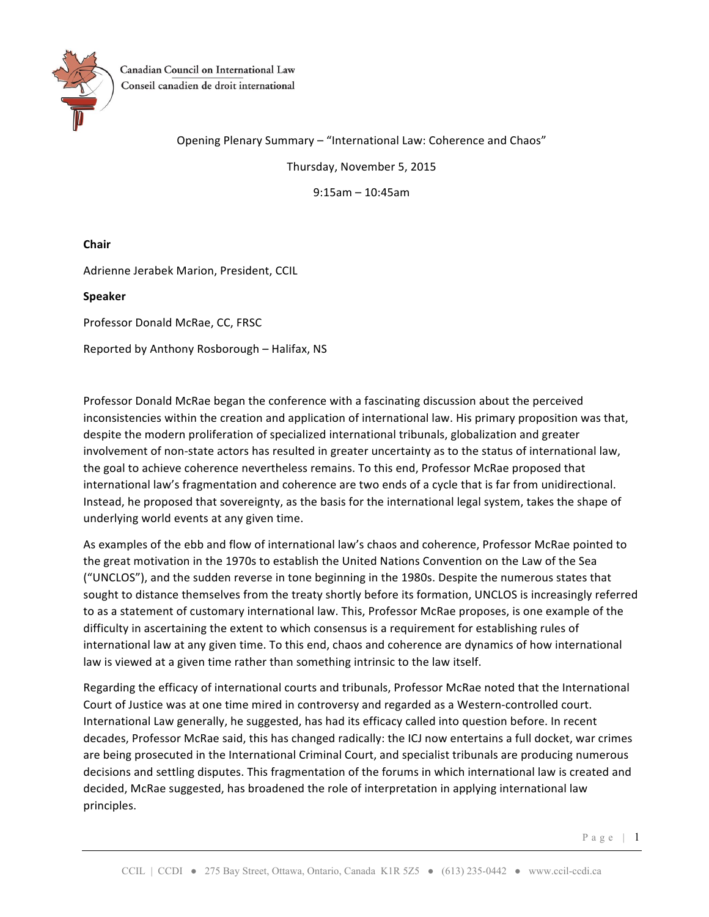Canadian Council on International Law
Conseil canadien de droit international

Opening Plenary Summary – "International Law: Coherence and Chaos"

Thursday, November 5, 2015

9:15am – 10:45am

**Chair**

Adrienne Jerabek Marion, President, CCIL

**Speaker**

Professor Donald McRae, CC, FRSC

Reported by Anthony Rosborough – Halifax, NS

Professor Donald McRae began the conference with a fascinating discussion about the perceived inconsistencies within the creation and application of international law. His primary proposition was that, despite the modern proliferation of specialized international tribunals, globalization and greater involvement of non-state actors has resulted in greater uncertainty as to the status of international law, the goal to achieve coherence nevertheless remains. To this end, Professor McRae proposed that international law's fragmentation and coherence are two ends of a cycle that is far from unidirectional. Instead, he proposed that sovereignty, as the basis for the international legal system, takes the shape of underlying world events at any given time.

As examples of the ebb and flow of international law's chaos and coherence, Professor McRae pointed to the great motivation in the 1970s to establish the United Nations Convention on the Law of the Sea ("UNCLOS"), and the sudden reverse in tone beginning in the 1980s. Despite the numerous states that sought to distance themselves from the treaty shortly before its formation, UNCLOS is increasingly referred to as a statement of customary international law. This, Professor McRae proposes, is one example of the difficulty in ascertaining the extent to which consensus is a requirement for establishing rules of international law at any given time. To this end, chaos and coherence are dynamics of how international law is viewed at a given time rather than something intrinsic to the law itself.

Regarding the efficacy of international courts and tribunals, Professor McRae noted that the International Court of Justice was at one time mired in controversy and regarded as a Western-controlled court. International Law generally, he suggested, has had its efficacy called into question before. In recent decades, Professor McRae said, this has changed radically: the ICJ now entertains a full docket, war crimes are being prosecuted in the International Criminal Court, and specialist tribunals are producing numerous decisions and settling disputes. This fragmentation of the forums in which international law is created and decided, McRae suggested, has broadened the role of interpretation in applying international law principles.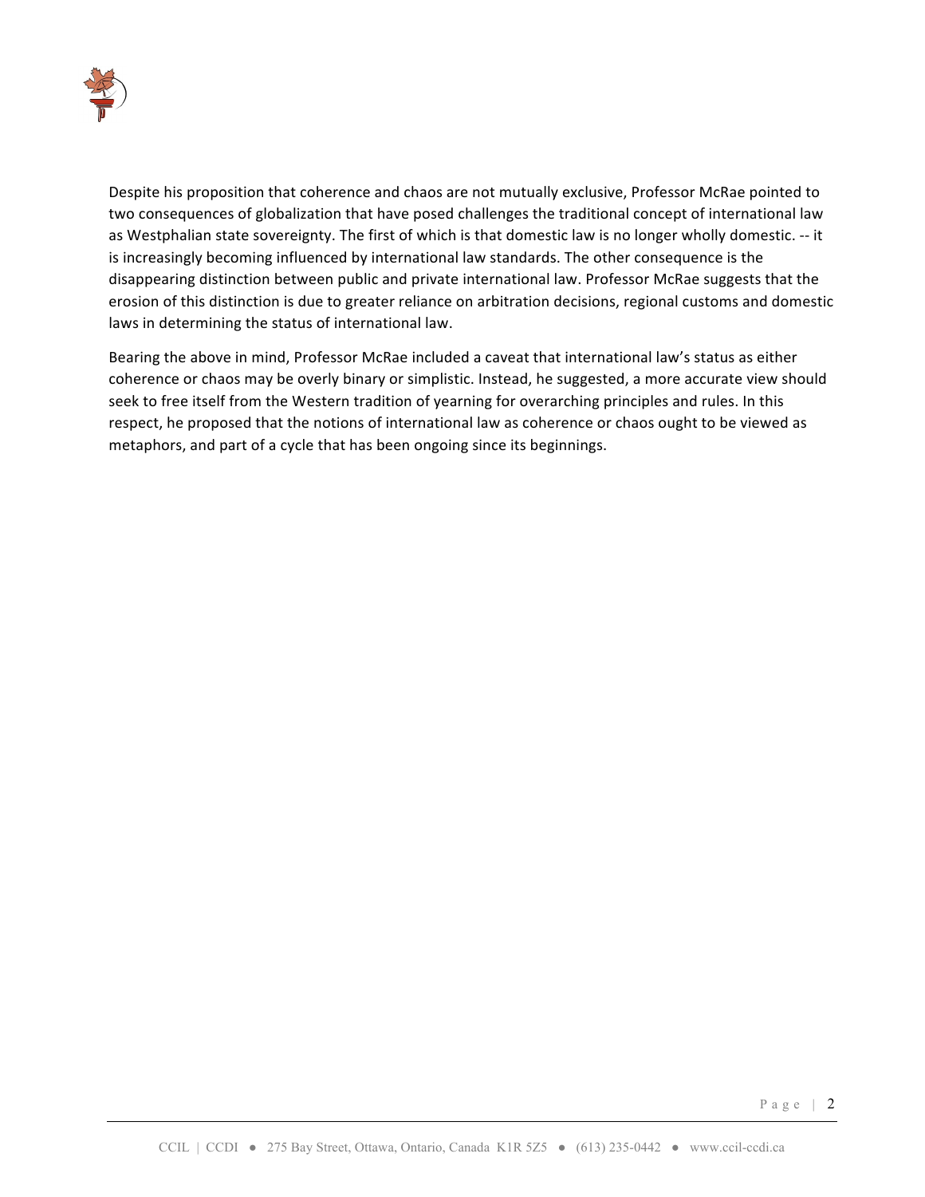Despite his proposition that coherence and chaos are not mutually exclusive, Professor McRae pointed to two consequences of globalization that have posed challenges the traditional concept of international law as Westphalian state sovereignty. The first of which is that domestic law is no longer wholly domestic. -- it is increasingly becoming influenced by international law standards. The other consequence is the disappearing distinction between public and private international law. Professor McRae suggests that the erosion of this distinction is due to greater reliance on arbitration decisions, regional customs and domestic laws in determining the status of international law.

Bearing the above in mind, Professor McRae included a caveat that international law's status as either coherence or chaos may be overly binary or simplistic. Instead, he suggested, a more accurate view should seek to free itself from the Western tradition of yearning for overarching principles and rules. In this respect, he proposed that the notions of international law as coherence or chaos ought to be viewed as metaphors, and part of a cycle that has been ongoing since its beginnings.